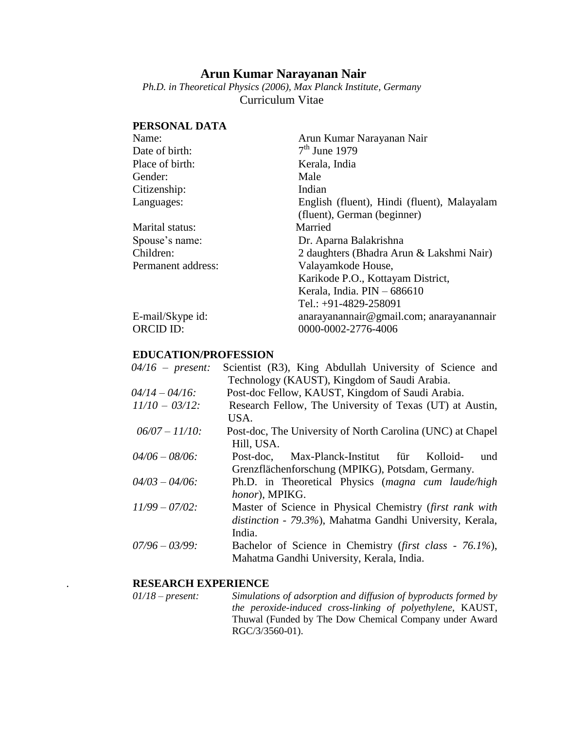# Arun Kumar Narayanan Nair

*Ph.D. in Theoretical Physics (2006), Max Planck Institute, Germany*

Curriculum Vitae

## PERSONAL DATA

| | |
|---|---|
| Name: | Arun Kumar Narayanan Nair |
| Date of birth: | 7th June 1979 |
| Place of birth: | Kerala, India |
| Gender: | Male |
| Citizenship: | Indian |
| Languages: | English (fluent), Hindi (fluent), Malayalam (fluent), German (beginner) |
| Marital status: | Married |
| Spouse's name: | Dr. Aparna Balakrishna |
| Children: | 2 daughters (Bhadra Arun & Lakshmi Nair) |
| Permanent address: | Valayamkode House, Karikode P.O., Kottayam District, Kerala, India. PIN – 686610 Tel.: +91-4829-258091 |
| E-mail/Skype id: | anarayanannair@gmail.com; anarayanannair |
| ORCID ID: | 0000-0002-2776-4006 |

## EDUCATION/PROFESSION

| | |
|---|---|
| *04/16 – present:* | Scientist (R3), King Abdullah University of Science and Technology (KAUST), Kingdom of Saudi Arabia. |
| *04/14 – 04/16:* | Post-doc Fellow, KAUST, Kingdom of Saudi Arabia. |
| *11/10 – 03/12:* | Research Fellow, The University of Texas (UT) at Austin, USA. |
| *06/07 – 11/10:* | Post-doc, The University of North Carolina (UNC) at Chapel Hill, USA. |
| *04/06 – 08/06:* | Post-doc, Max-Planck-Institut für Kolloid- und Grenzflächenforschung (MPIKG), Potsdam, Germany. |
| *04/03 – 04/06:* | Ph.D. in Theoretical Physics (*magna cum laude/high honor*), MPIKG. |
| *11/99 – 07/02:* | Master of Science in Physical Chemistry (*first rank with distinction - 79.3%*), Mahatma Gandhi University, Kerala, India. |
| *07/96 – 03/99:* | Bachelor of Science in Chemistry (*first class - 76.1%*), Mahatma Gandhi University, Kerala, India. |

## RESEARCH EXPERIENCE

| | |
|---|---|
| *01/18 – present:* | *Simulations of adsorption and diffusion of byproducts formed by the peroxide-induced cross-linking of polyethylene*, KAUST, Thuwal (Funded by The Dow Chemical Company under Award RGC/3/3560-01). |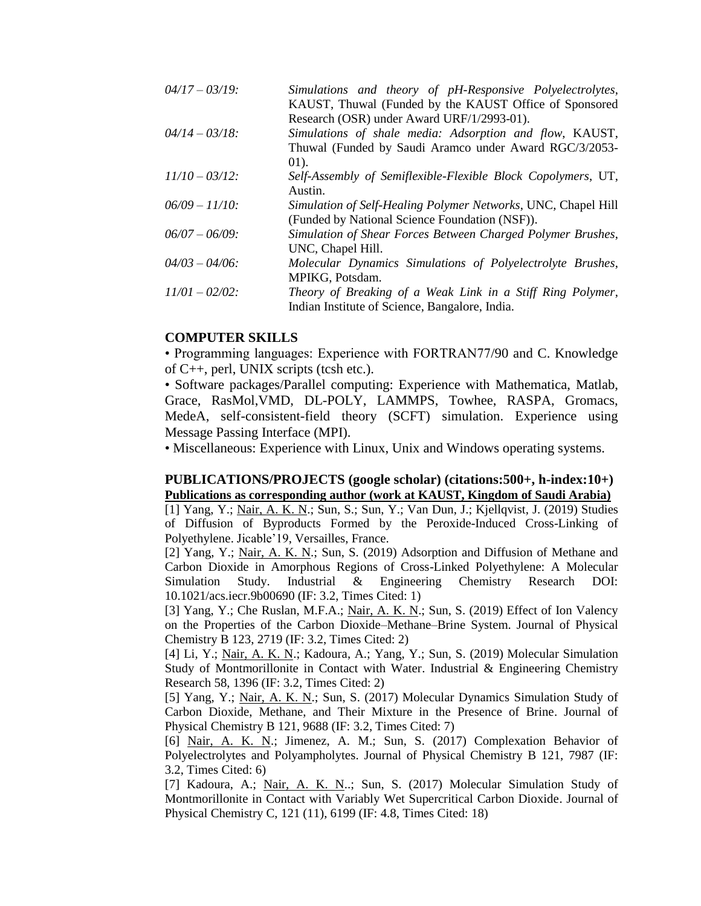*04/17 – 03/19:* *Simulations and theory of pH-Responsive Polyelectrolytes*, KAUST, Thuwal (Funded by the KAUST Office of Sponsored Research (OSR) under Award URF/1/2993-01).

*04/14 – 03/18:* *Simulations of shale media: Adsorption and flow*, KAUST, Thuwal (Funded by Saudi Aramco under Award RGC/3/2053-01).

*11/10 – 03/12:* *Self-Assembly of Semiflexible-Flexible Block Copolymers*, UT, Austin.

*06/09 – 11/10:* *Simulation of Self-Healing Polymer Networks*, UNC, Chapel Hill (Funded by National Science Foundation (NSF)).

*06/07 – 06/09:* *Simulation of Shear Forces Between Charged Polymer Brushes*, UNC, Chapel Hill.

*04/03 – 04/06:* *Molecular Dynamics Simulations of Polyelectrolyte Brushes*, MPIKG, Potsdam.

*11/01 – 02/02:* *Theory of Breaking of a Weak Link in a Stiff Ring Polymer*, Indian Institute of Science, Bangalore, India.

## COMPUTER SKILLS

• Programming languages: Experience with FORTRAN77/90 and C. Knowledge of C++, perl, UNIX scripts (tcsh etc.).

• Software packages/Parallel computing: Experience with Mathematica, Matlab, Grace, RasMol,VMD, DL-POLY, LAMMPS, Towhee, RASPA, Gromacs, MedeA, self-consistent-field theory (SCFT) simulation. Experience using Message Passing Interface (MPI).

• Miscellaneous: Experience with Linux, Unix and Windows operating systems.

## PUBLICATIONS/PROJECTS (google scholar) (citations:500+, h-index:10+)

**Publications as corresponding author (work at KAUST, Kingdom of Saudi Arabia)**

[1] Yang, Y.; Nair, A. K. N.; Sun, S.; Sun, Y.; Van Dun, J.; Kjellqvist, J. (2019) Studies of Diffusion of Byproducts Formed by the Peroxide-Induced Cross-Linking of Polyethylene. Jicable'19, Versailles, France.

[2] Yang, Y.; Nair, A. K. N.; Sun, S. (2019) Adsorption and Diffusion of Methane and Carbon Dioxide in Amorphous Regions of Cross-Linked Polyethylene: A Molecular Simulation Study. Industrial & Engineering Chemistry Research DOI: 10.1021/acs.iecr.9b00690 (IF: 3.2, Times Cited: 1)

[3] Yang, Y.; Che Ruslan, M.F.A.; Nair, A. K. N.; Sun, S. (2019) Effect of Ion Valency on the Properties of the Carbon Dioxide–Methane–Brine System. Journal of Physical Chemistry B 123, 2719 (IF: 3.2, Times Cited: 2)

[4] Li, Y.; Nair, A. K. N.; Kadoura, A.; Yang, Y.; Sun, S. (2019) Molecular Simulation Study of Montmorillonite in Contact with Water. Industrial & Engineering Chemistry Research 58, 1396 (IF: 3.2, Times Cited: 2)

[5] Yang, Y.; Nair, A. K. N.; Sun, S. (2017) Molecular Dynamics Simulation Study of Carbon Dioxide, Methane, and Their Mixture in the Presence of Brine. Journal of Physical Chemistry B 121, 9688 (IF: 3.2, Times Cited: 7)

[6] Nair, A. K. N.; Jimenez, A. M.; Sun, S. (2017) Complexation Behavior of Polyelectrolytes and Polyampholytes. Journal of Physical Chemistry B 121, 7987 (IF: 3.2, Times Cited: 6)

[7] Kadoura, A.; Nair, A. K. N..; Sun, S. (2017) Molecular Simulation Study of Montmorillonite in Contact with Variably Wet Supercritical Carbon Dioxide. Journal of Physical Chemistry C, 121 (11), 6199 (IF: 4.8, Times Cited: 18)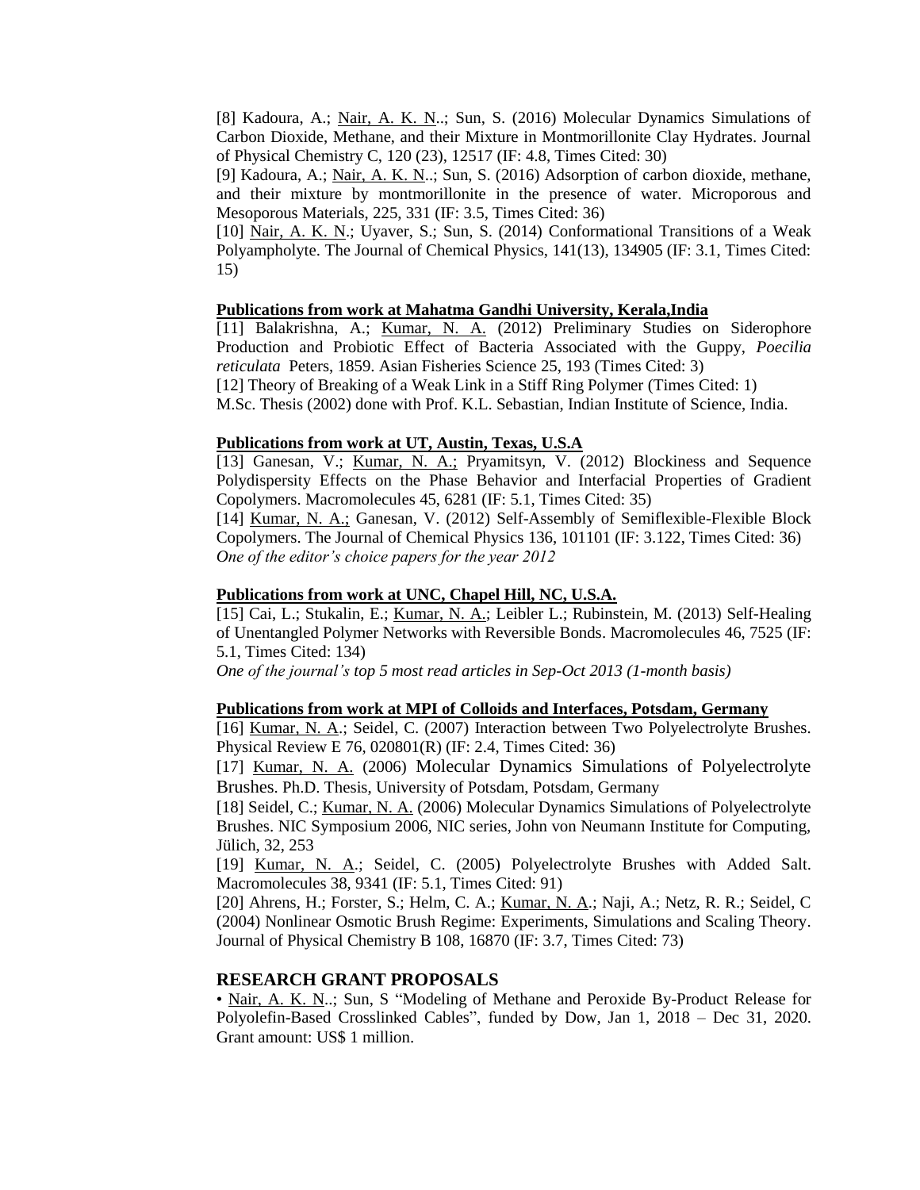[8] Kadoura, A.; Nair, A. K. N..; Sun, S. (2016) Molecular Dynamics Simulations of Carbon Dioxide, Methane, and their Mixture in Montmorillonite Clay Hydrates. Journal of Physical Chemistry C, 120 (23), 12517 (IF: 4.8, Times Cited: 30)

[9] Kadoura, A.; Nair, A. K. N..; Sun, S. (2016) Adsorption of carbon dioxide, methane, and their mixture by montmorillonite in the presence of water. Microporous and Mesoporous Materials, 225, 331 (IF: 3.5, Times Cited: 36)

[10] Nair, A. K. N.; Uyaver, S.; Sun, S. (2014) Conformational Transitions of a Weak Polyampholyte. The Journal of Chemical Physics, 141(13), 134905 (IF: 3.1, Times Cited: 15)

**Publications from work at Mahatma Gandhi University, Kerala,India**

[11] Balakrishna, A.; Kumar, N. A. (2012) Preliminary Studies on Siderophore Production and Probiotic Effect of Bacteria Associated with the Guppy, *Poecilia reticulata* Peters, 1859. Asian Fisheries Science 25, 193 (Times Cited: 3)

[12] Theory of Breaking of a Weak Link in a Stiff Ring Polymer (Times Cited: 1)
M.Sc. Thesis (2002) done with Prof. K.L. Sebastian, Indian Institute of Science, India.

**Publications from work at UT, Austin, Texas, U.S.A**

[13] Ganesan, V.; Kumar, N. A.; Pryamitsyn, V. (2012) Blockiness and Sequence Polydispersity Effects on the Phase Behavior and Interfacial Properties of Gradient Copolymers. Macromolecules 45, 6281 (IF: 5.1, Times Cited: 35)

[14] Kumar, N. A.; Ganesan, V. (2012) Self-Assembly of Semiflexible-Flexible Block Copolymers. The Journal of Chemical Physics 136, 101101 (IF: 3.122, Times Cited: 36)
*One of the editor's choice papers for the year 2012*

**Publications from work at UNC, Chapel Hill, NC, U.S.A.**

[15] Cai, L.; Stukalin, E.; Kumar, N. A.; Leibler L.; Rubinstein, M. (2013) Self-Healing of Unentangled Polymer Networks with Reversible Bonds. Macromolecules 46, 7525 (IF: 5.1, Times Cited: 134)
*One of the journal's top 5 most read articles in Sep-Oct 2013 (1-month basis)*

**Publications from work at MPI of Colloids and Interfaces, Potsdam, Germany**

[16] Kumar, N. A.; Seidel, C. (2007) Interaction between Two Polyelectrolyte Brushes. Physical Review E 76, 020801(R) (IF: 2.4, Times Cited: 36)

[17] Kumar, N. A. (2006) Molecular Dynamics Simulations of Polyelectrolyte Brushes. Ph.D. Thesis, University of Potsdam, Potsdam, Germany

[18] Seidel, C.; Kumar, N. A. (2006) Molecular Dynamics Simulations of Polyelectrolyte Brushes. NIC Symposium 2006, NIC series, John von Neumann Institute for Computing, Jülich, 32, 253

[19] Kumar, N. A.; Seidel, C. (2005) Polyelectrolyte Brushes with Added Salt. Macromolecules 38, 9341 (IF: 5.1, Times Cited: 91)

[20] Ahrens, H.; Forster, S.; Helm, C. A.; Kumar, N. A.; Naji, A.; Netz, R. R.; Seidel, C (2004) Nonlinear Osmotic Brush Regime: Experiments, Simulations and Scaling Theory. Journal of Physical Chemistry B 108, 16870 (IF: 3.7, Times Cited: 73)

## RESEARCH GRANT PROPOSALS

• Nair, A. K. N..; Sun, S "Modeling of Methane and Peroxide By-Product Release for Polyolefin-Based Crosslinked Cables", funded by Dow, Jan 1, 2018 – Dec 31, 2020. Grant amount: US$ 1 million.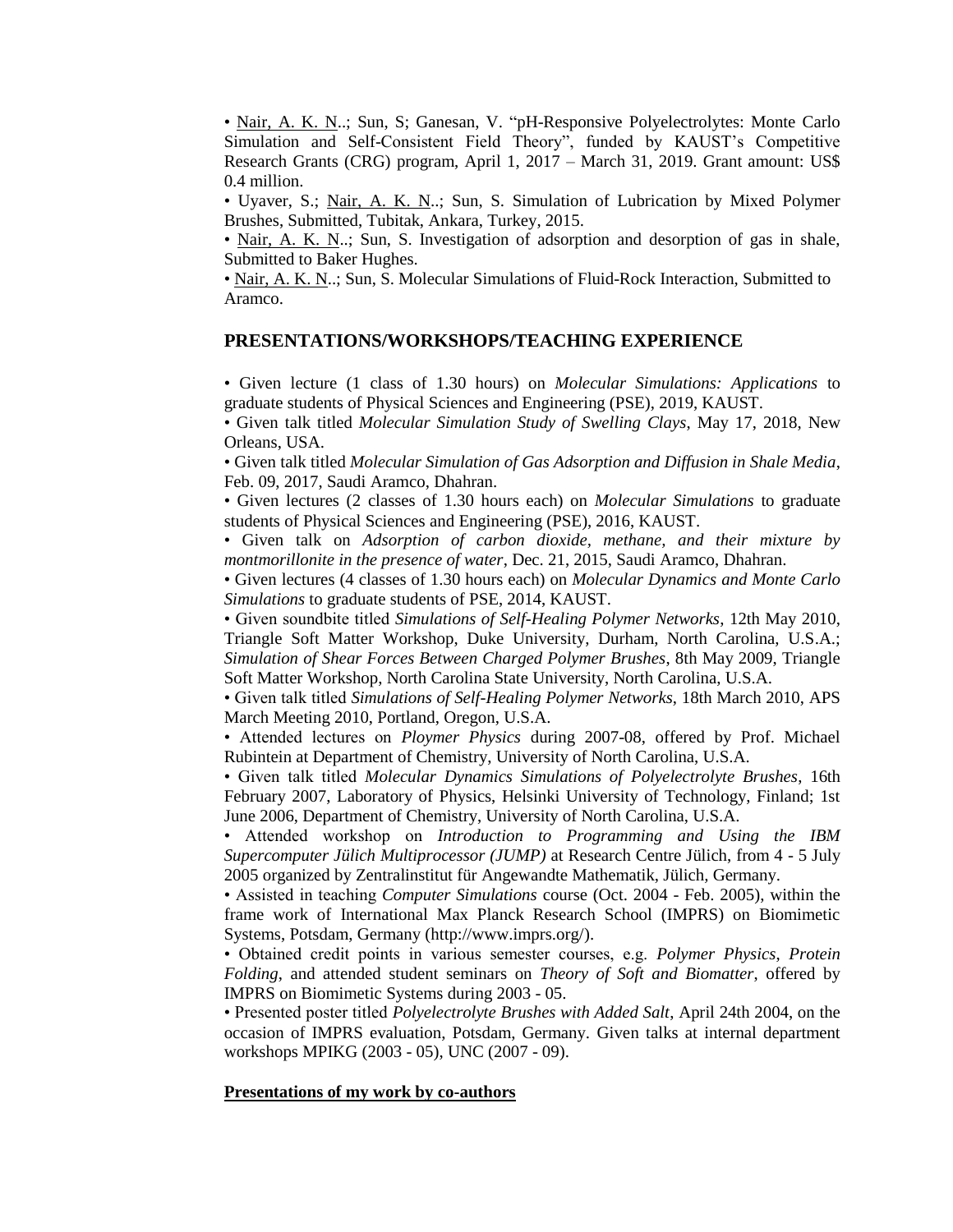• <u>Nair, A. K. N</u>..; Sun, S; Ganesan, V. "pH-Responsive Polyelectrolytes: Monte Carlo Simulation and Self-Consistent Field Theory", funded by KAUST's Competitive Research Grants (CRG) program, April 1, 2017 – March 31, 2019. Grant amount: US$ 0.4 million.

• Uyaver, S.; <u>Nair, A. K. N</u>..; Sun, S. Simulation of Lubrication by Mixed Polymer Brushes, Submitted, Tubitak, Ankara, Turkey, 2015.

• <u>Nair, A. K. N</u>..; Sun, S. Investigation of adsorption and desorption of gas in shale, Submitted to Baker Hughes.

• <u>Nair, A. K. N</u>..; Sun, S. Molecular Simulations of Fluid-Rock Interaction, Submitted to Aramco.

## PRESENTATIONS/WORKSHOPS/TEACHING EXPERIENCE

• Given lecture (1 class of 1.30 hours) on *Molecular Simulations: Applications* to graduate students of Physical Sciences and Engineering (PSE), 2019, KAUST.

• Given talk titled *Molecular Simulation Study of Swelling Clays*, May 17, 2018, New Orleans, USA.

• Given talk titled *Molecular Simulation of Gas Adsorption and Diffusion in Shale Media*, Feb. 09, 2017, Saudi Aramco, Dhahran.

• Given lectures (2 classes of 1.30 hours each) on *Molecular Simulations* to graduate students of Physical Sciences and Engineering (PSE), 2016, KAUST.

• Given talk on *Adsorption of carbon dioxide, methane, and their mixture by montmorillonite in the presence of water*, Dec. 21, 2015, Saudi Aramco, Dhahran.

• Given lectures (4 classes of 1.30 hours each) on *Molecular Dynamics and Monte Carlo Simulations* to graduate students of PSE, 2014, KAUST.

• Given soundbite titled *Simulations of Self-Healing Polymer Networks*, 12th May 2010, Triangle Soft Matter Workshop, Duke University, Durham, North Carolina, U.S.A.; *Simulation of Shear Forces Between Charged Polymer Brushes*, 8th May 2009, Triangle Soft Matter Workshop, North Carolina State University, North Carolina, U.S.A.

• Given talk titled *Simulations of Self-Healing Polymer Networks*, 18th March 2010, APS March Meeting 2010, Portland, Oregon, U.S.A.

• Attended lectures on *Ploymer Physics* during 2007-08, offered by Prof. Michael Rubintein at Department of Chemistry, University of North Carolina, U.S.A.

• Given talk titled *Molecular Dynamics Simulations of Polyelectrolyte Brushes*, 16th February 2007, Laboratory of Physics, Helsinki University of Technology, Finland; 1st June 2006, Department of Chemistry, University of North Carolina, U.S.A.

• Attended workshop on *Introduction to Programming and Using the IBM Supercomputer Jülich Multiprocessor (JUMP)* at Research Centre Jülich, from 4 - 5 July 2005 organized by Zentralinstitut für Angewandte Mathematik, Jülich, Germany.

• Assisted in teaching *Computer Simulations* course (Oct. 2004 - Feb. 2005), within the frame work of International Max Planck Research School (IMPRS) on Biomimetic Systems, Potsdam, Germany (http://www.imprs.org/).

• Obtained credit points in various semester courses, e.g. *Polymer Physics*, *Protein Folding*, and attended student seminars on *Theory of Soft and Biomatter*, offered by IMPRS on Biomimetic Systems during 2003 - 05.

• Presented poster titled *Polyelectrolyte Brushes with Added Salt*, April 24th 2004, on the occasion of IMPRS evaluation, Potsdam, Germany. Given talks at internal department workshops MPIKG (2003 - 05), UNC (2007 - 09).

**<u>Presentations of my work by co-authors</u>**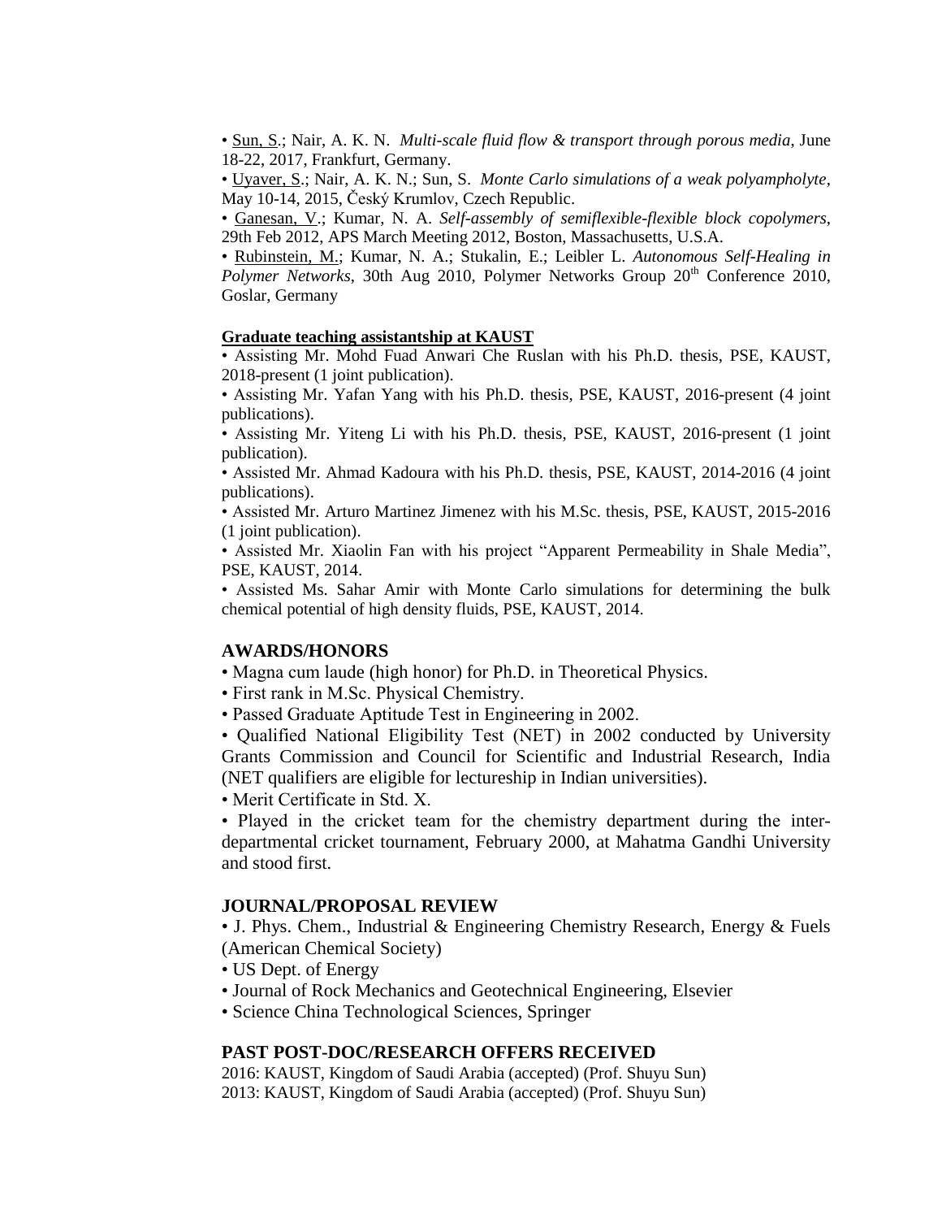• <u>Sun, S.</u>; Nair, A. K. N. *Multi-scale fluid flow & transport through porous media*, June 18-22, 2017, Frankfurt, Germany.

• <u>Uyaver, S.</u>; Nair, A. K. N.; Sun, S. *Monte Carlo simulations of a weak polyampholyte*, May 10-14, 2015, Český Krumlov, Czech Republic.

• <u>Ganesan, V.</u>; Kumar, N. A. *Self-assembly of semiflexible-flexible block copolymers*, 29th Feb 2012, APS March Meeting 2012, Boston, Massachusetts, U.S.A.

• <u>Rubinstein, M.</u>; Kumar, N. A.; Stukalin, E.; Leibler L. *Autonomous Self-Healing in Polymer Networks*, 30th Aug 2010, Polymer Networks Group 20th Conference 2010, Goslar, Germany

**<u>Graduate teaching assistantship at KAUST</u>**

• Assisting Mr. Mohd Fuad Anwari Che Ruslan with his Ph.D. thesis, PSE, KAUST, 2018-present (1 joint publication).

• Assisting Mr. Yafan Yang with his Ph.D. thesis, PSE, KAUST, 2016-present (4 joint publications).

• Assisting Mr. Yiteng Li with his Ph.D. thesis, PSE, KAUST, 2016-present (1 joint publication).

• Assisted Mr. Ahmad Kadoura with his Ph.D. thesis, PSE, KAUST, 2014-2016 (4 joint publications).

• Assisted Mr. Arturo Martinez Jimenez with his M.Sc. thesis, PSE, KAUST, 2015-2016 (1 joint publication).

• Assisted Mr. Xiaolin Fan with his project "Apparent Permeability in Shale Media", PSE, KAUST, 2014.

• Assisted Ms. Sahar Amir with Monte Carlo simulations for determining the bulk chemical potential of high density fluids, PSE, KAUST, 2014.

## AWARDS/HONORS

• Magna cum laude (high honor) for Ph.D. in Theoretical Physics.

• First rank in M.Sc. Physical Chemistry.

• Passed Graduate Aptitude Test in Engineering in 2002.

• Qualified National Eligibility Test (NET) in 2002 conducted by University Grants Commission and Council for Scientific and Industrial Research, India (NET qualifiers are eligible for lectureship in Indian universities).

• Merit Certificate in Std. X.

• Played in the cricket team for the chemistry department during the inter-departmental cricket tournament, February 2000, at Mahatma Gandhi University and stood first.

## JOURNAL/PROPOSAL REVIEW

• J. Phys. Chem., Industrial & Engineering Chemistry Research, Energy & Fuels (American Chemical Society)

• US Dept. of Energy

• Journal of Rock Mechanics and Geotechnical Engineering, Elsevier

• Science China Technological Sciences, Springer

## PAST POST-DOC/RESEARCH OFFERS RECEIVED

2016: KAUST, Kingdom of Saudi Arabia (accepted) (Prof. Shuyu Sun)

2013: KAUST, Kingdom of Saudi Arabia (accepted) (Prof. Shuyu Sun)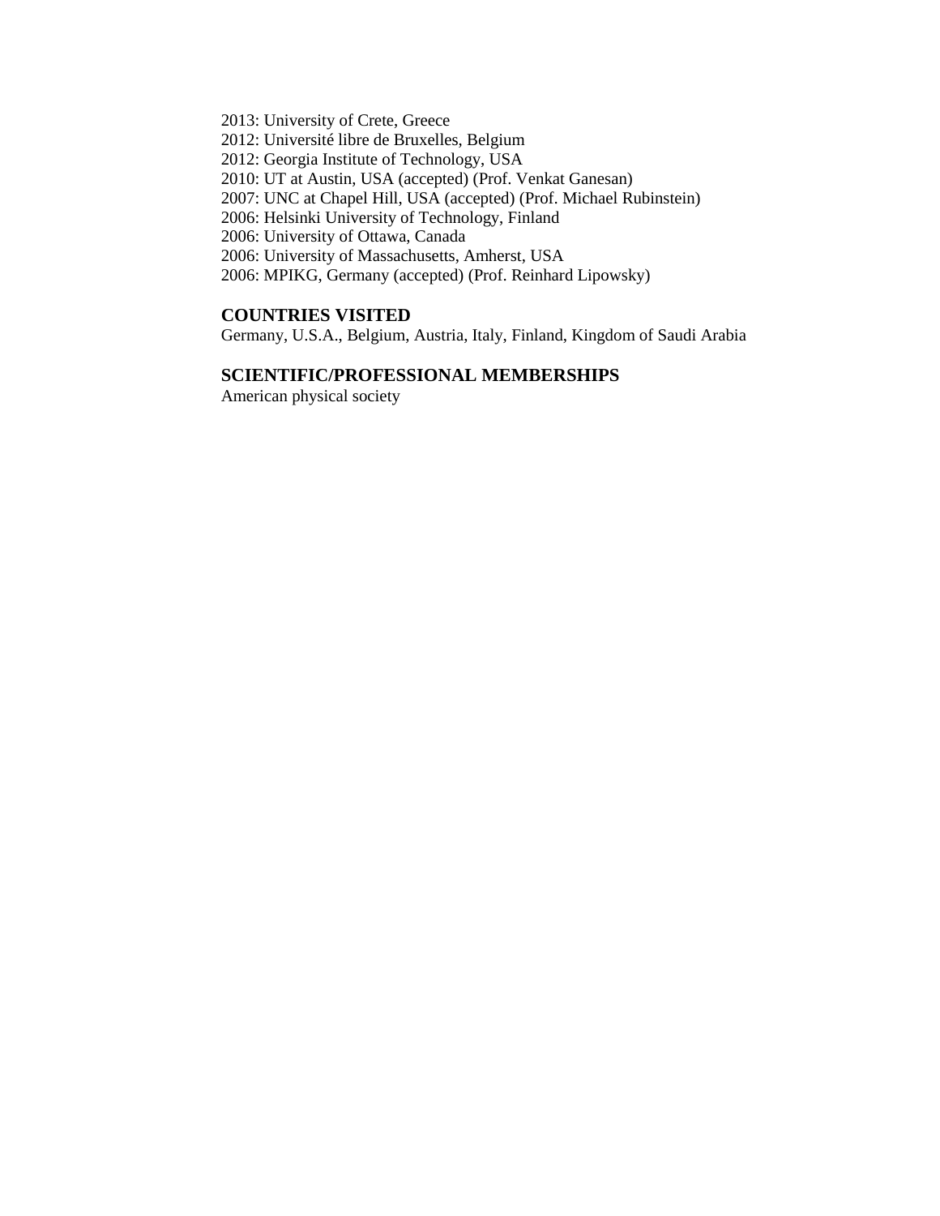2013: University of Crete, Greece
2012: Université libre de Bruxelles, Belgium
2012: Georgia Institute of Technology, USA
2010: UT at Austin, USA (accepted) (Prof. Venkat Ganesan)
2007: UNC at Chapel Hill, USA (accepted) (Prof. Michael Rubinstein)
2006: Helsinki University of Technology, Finland
2006: University of Ottawa, Canada
2006: University of Massachusetts, Amherst, USA
2006: MPIKG, Germany (accepted) (Prof. Reinhard Lipowsky)

## COUNTRIES VISITED

Germany, U.S.A., Belgium, Austria, Italy, Finland, Kingdom of Saudi Arabia

## SCIENTIFIC/PROFESSIONAL MEMBERSHIPS

American physical society